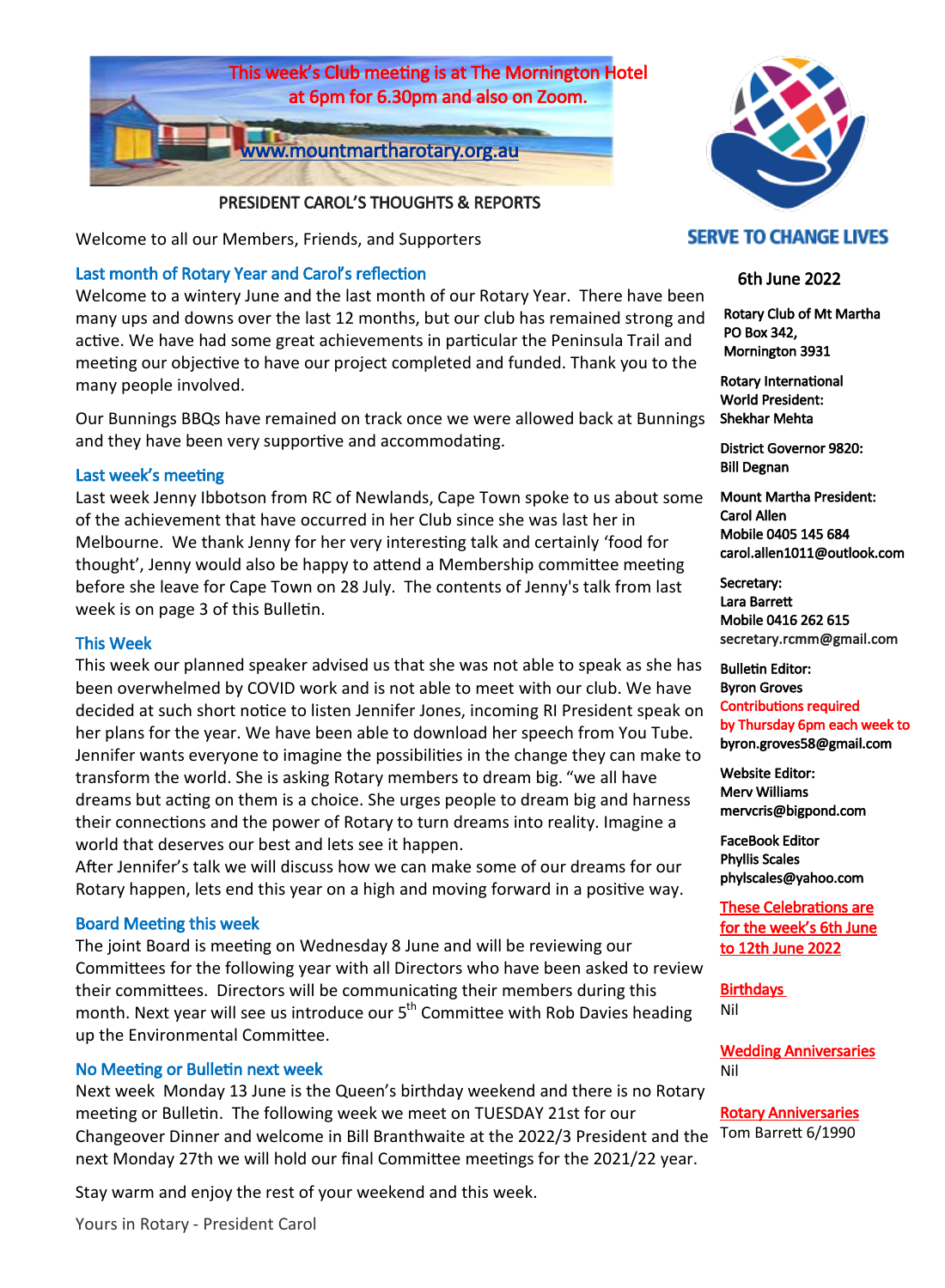This week's Club meeting is at The Mornington Hotel at 6pm for 6.30pm and also on Zoom.

www.mountmartharotary.org.au

## PRESIDENT CAROL'S THOUGHTS & REPORTS

Welcome to all our Members, Friends, and Supporters

### Last month of Rotary Year and Carol's reflection

Welcome to a wintery June and the last month of our Rotary Year. There have been many ups and downs over the last 12 months, but our club has remained strong and active. We have had some great achievements in particular the Peninsula Trail and meeting our objective to have our project completed and funded. Thank you to the many people involved.

Our Bunnings BBQs have remained on track once we were allowed back at Bunnings and they have been very supportive and accommodating.

### Last week's meeting

Last week Jenny Ibbotson from RC of Newlands, Cape Town spoke to us about some of the achievement that have occurred in her Club since she was last her in Melbourne. We thank Jenny for her very interesting talk and certainly 'food for thought', Jenny would also be happy to attend a Membership committee meeting before she leave for Cape Town on 28 July. The contents of Jenny's talk from last week is on page 3 of this Bulletin.

### This Week

This week our planned speaker advised us that she was not able to speak as she has been overwhelmed by COVID work and is not able to meet with our club. We have decided at such short notice to listen Jennifer Jones, incoming RI President speak on her plans for the year. We have been able to download her speech from You Tube. Jennifer wants everyone to imagine the possibilities in the change they can make to transform the world. She is asking Rotary members to dream big. "we all have dreams but acting on them is a choice. She urges people to dream big and harness their connections and the power of Rotary to turn dreams into reality. Imagine a world that deserves our best and lets see it happen.
After Jennifer's talk we will discuss how we can make some of our dreams for our Rotary happen, lets end this year on a high and moving forward in a positive way.

### Board Meeting this week

The joint Board is meeting on Wednesday 8 June and will be reviewing our Committees for the following year with all Directors who have been asked to review their committees. Directors will be communicating their members during this month. Next year will see us introduce our 5th Committee with Rob Davies heading up the Environmental Committee.

### No Meeting or Bulletin next week

Next week Monday 13 June is the Queen's birthday weekend and there is no Rotary meeting or Bulletin. The following week we meet on TUESDAY 21st for our Changeover Dinner and welcome in Bill Branthwaite at the 2022/3 President and the next Monday 27th we will hold our final Committee meetings for the 2021/22 year.

Stay warm and enjoy the rest of your weekend and this week.

Yours in Rotary - President Carol

---

**SERVE TO CHANGE LIVES**

6th June 2022

**Rotary Club of Mt Martha**
**PO Box 342,**
**Mornington 3931**

**Rotary International World President:**
**Shekhar Mehta**

**District Governor 9820:**
**Bill Degnan**

**Mount Martha President:**
**Carol Allen**
**Mobile 0405 145 684**
**carol.allen1011@outlook.com**

**Secretary:**
**Lara Barrett**
**Mobile 0416 262 615**
**secretary.rcmm@gmail.com**

**Bulletin Editor:**
**Byron Groves**
Contributions required by Thursday 6pm each week to
**byron.groves58@gmail.com**

**Website Editor:**
**Merv Williams**
**mervcris@bigpond.com**

**FaceBook Editor**
**Phyllis Scales**
**phylscales@yahoo.com**

**These Celebrations are for the week's 6th June to 12th June 2022**

**Birthdays**
Nil

**Wedding Anniversaries**
Nil

**Rotary Anniversaries**
Tom Barrett 6/1990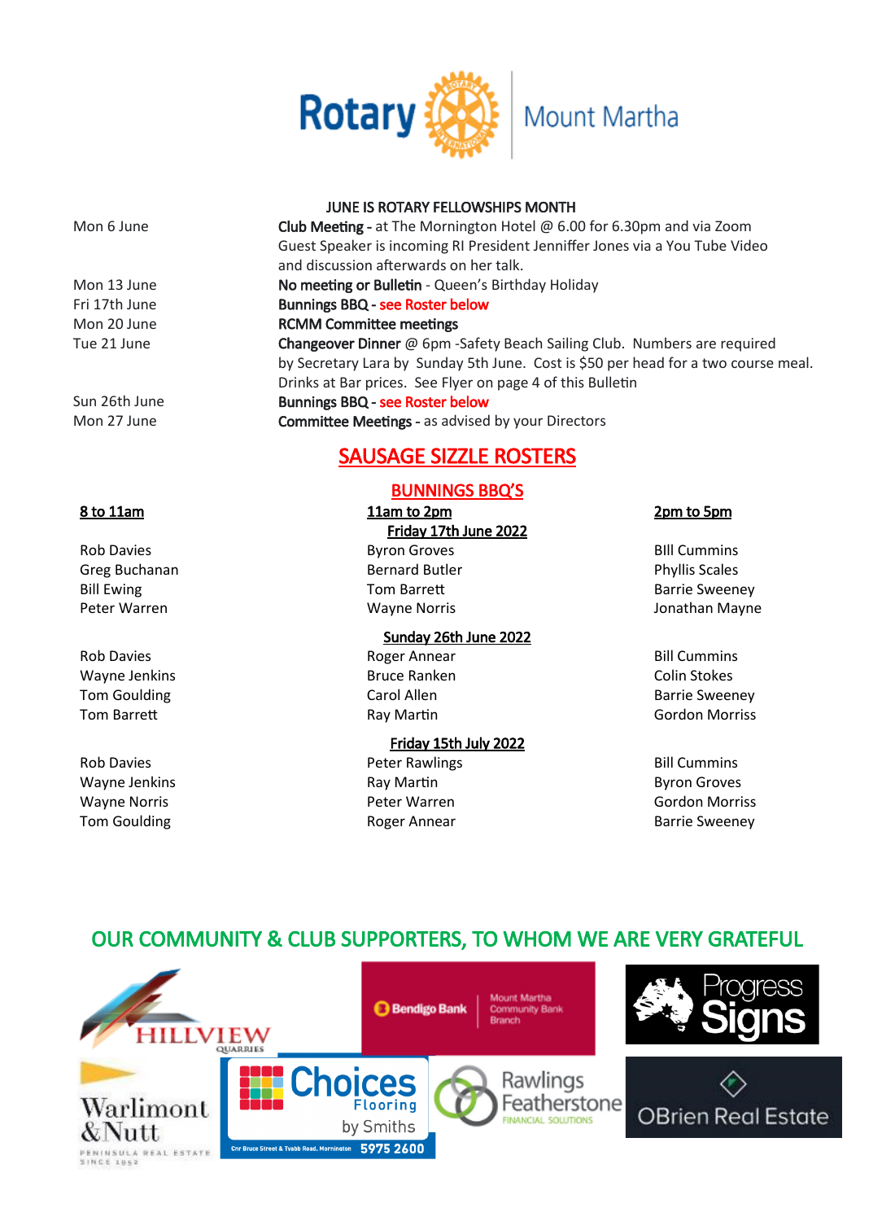Rotary | Mount Martha

## JUNE IS ROTARY FELLOWSHIPS MONTH

| | |
|---|---|
| Mon 6 June | **Club Meeting -** at The Mornington Hotel @ 6.00 for 6.30pm and via Zoom Guest Speaker is incoming RI President Jenniffer Jones via a You Tube Video and discussion afterwards on her talk. |
| Mon 13 June | **No meeting or Bulletin** - Queen's Birthday Holiday |
| Fri 17th June | **Bunnings BBQ -** see Roster below |
| Mon 20 June | **RCMM Committee meetings** |
| Tue 21 June | **Changeover Dinner** @ 6pm -Safety Beach Sailing Club. Numbers are required by Secretary Lara by Sunday 5th June. Cost is $50 per head for a two course meal. Drinks at Bar prices. See Flyer on page 4 of this Bulletin |
| Sun 26th June | **Bunnings BBQ -** see Roster below |
| Mon 27 June | **Committee Meetings -** as advised by your Directors |

## SAUSAGE SIZZLE ROSTERS

### BUNNINGS BBQ'S

| 8 to 11am | 11am to 2pm | 2pm to 5pm |
|---|---|---|
| | **Friday 17th June 2022** | |
| Rob Davies | Byron Groves | BIll Cummins |
| Greg Buchanan | Bernard Butler | Phyllis Scales |
| Bill Ewing | Tom Barrett | Barrie Sweeney |
| Peter Warren | Wayne Norris | Jonathan Mayne |
| | **Sunday 26th June 2022** | |
| Rob Davies | Roger Annear | Bill Cummins |
| Wayne Jenkins | Bruce Ranken | Colin Stokes |
| Tom Goulding | Carol Allen | Barrie Sweeney |
| Tom Barrett | Ray Martin | Gordon Morriss |
| | **Friday 15th July 2022** | |
| Rob Davies | Peter Rawlings | Bill Cummins |
| Wayne Jenkins | Ray Martin | Byron Groves |
| Wayne Norris | Peter Warren | Gordon Morriss |
| Tom Goulding | Roger Annear | Barrie Sweeney |

## OUR COMMUNITY & CLUB SUPPORTERS, TO WHOM WE ARE VERY GRATEFUL

Hillview Quarries · Bendigo Bank Mount Martha Community Bank Branch · Progress Signs · Warlimont & Nutt Peninsula Real Estate Since 1952 · Choices Flooring by Smiths, Cnr Bruce Street & Tyabb Road, Mornington 5975 2600 · Rawlings Featherstone Financial Solutions · OBrien Real Estate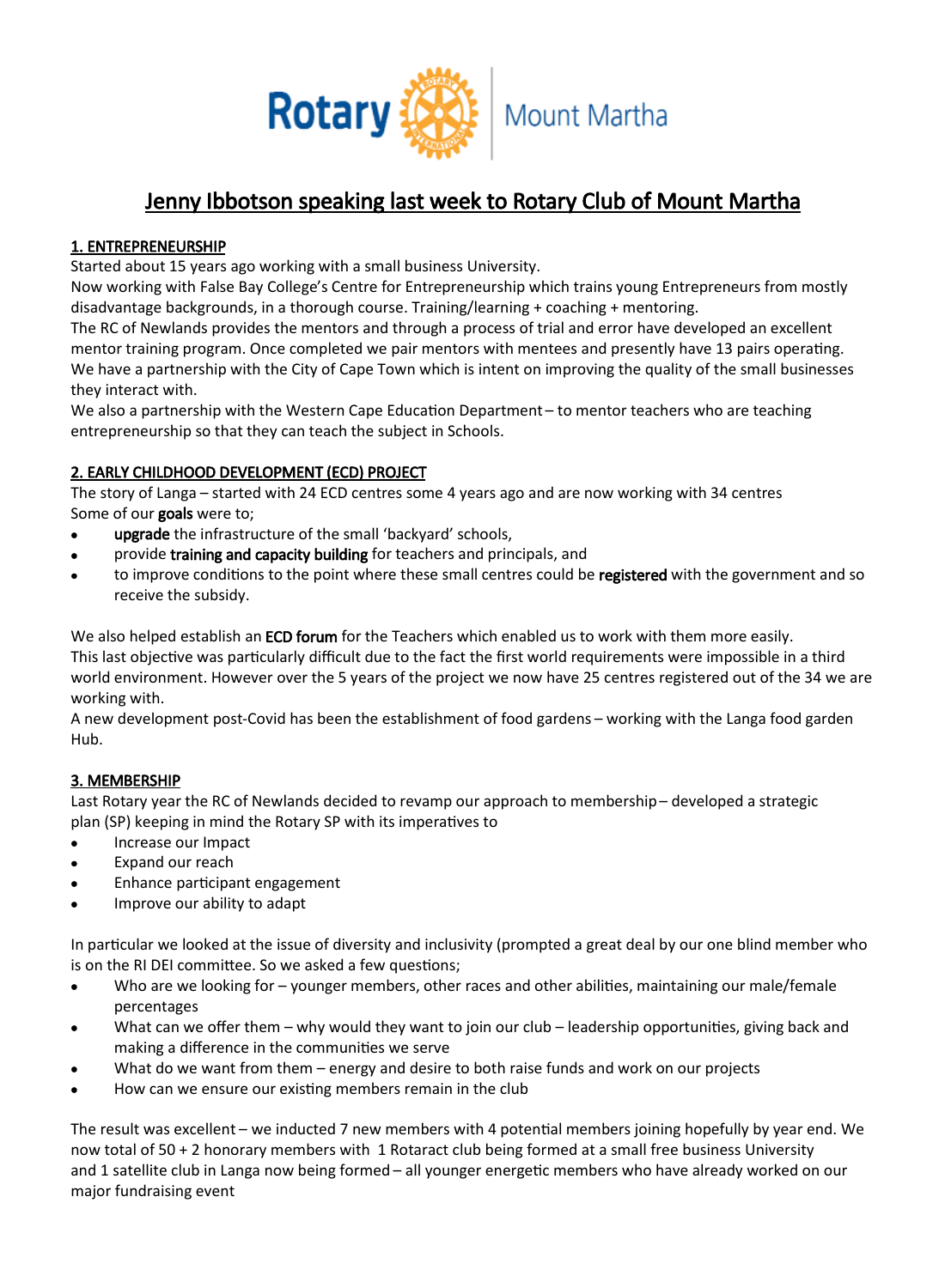# Jenny Ibbotson speaking last week to Rotary Club of Mount Martha

## 1. ENTREPRENEURSHIP

Started about 15 years ago working with a small business University.

Now working with False Bay College's Centre for Entrepreneurship which trains young Entrepreneurs from mostly disadvantage backgrounds, in a thorough course. Training/learning + coaching + mentoring.

The RC of Newlands provides the mentors and through a process of trial and error have developed an excellent mentor training program. Once completed we pair mentors with mentees and presently have 13 pairs operating.

We have a partnership with the City of Cape Town which is intent on improving the quality of the small businesses they interact with.

We also a partnership with the Western Cape Education Department – to mentor teachers who are teaching entrepreneurship so that they can teach the subject in Schools.

## 2. EARLY CHILDHOOD DEVELOPMENT (ECD) PROJECT

The story of Langa – started with 24 ECD centres some 4 years ago and are now working with 34 centres

Some of our **goals** were to;

- **upgrade** the infrastructure of the small 'backyard' schools,
- provide **training and capacity building** for teachers and principals, and
- to improve conditions to the point where these small centres could be **registered** with the government and so receive the subsidy.

We also helped establish an **ECD forum** for the Teachers which enabled us to work with them more easily.

This last objective was particularly difficult due to the fact the first world requirements were impossible in a third world environment. However over the 5 years of the project we now have 25 centres registered out of the 34 we are working with.

A new development post-Covid has been the establishment of food gardens – working with the Langa food garden Hub.

## 3. MEMBERSHIP

Last Rotary year the RC of Newlands decided to revamp our approach to membership – developed a strategic plan (SP) keeping in mind the Rotary SP with its imperatives to

- Increase our Impact
- Expand our reach
- Enhance participant engagement
- Improve our ability to adapt

In particular we looked at the issue of diversity and inclusivity (prompted a great deal by our one blind member who is on the RI DEI committee. So we asked a few questions;

- Who are we looking for – younger members, other races and other abilities, maintaining our male/female percentages
- What can we offer them – why would they want to join our club – leadership opportunities, giving back and making a difference in the communities we serve
- What do we want from them – energy and desire to both raise funds and work on our projects
- How can we ensure our existing members remain in the club

The result was excellent – we inducted 7 new members with 4 potential members joining hopefully by year end. We now total of 50 + 2 honorary members with 1 Rotaract club being formed at a small free business University and 1 satellite club in Langa now being formed – all younger energetic members who have already worked on our major fundraising event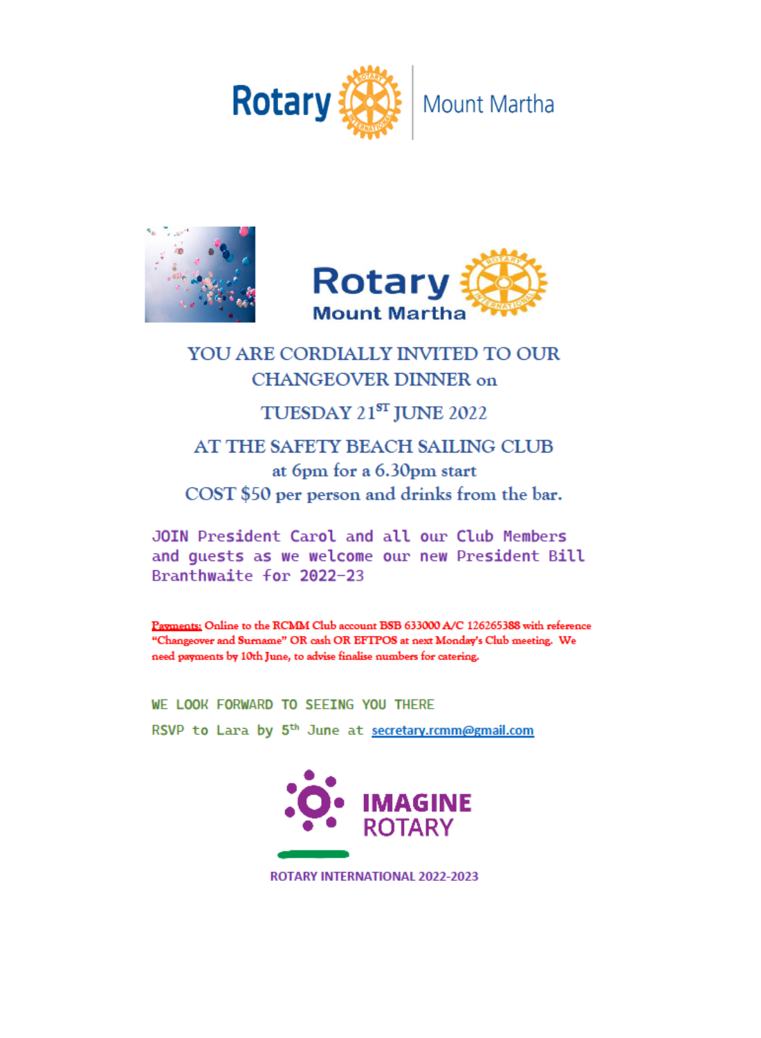Rotary Mount Martha

Rotary Mount Martha

YOU ARE CORDIALLY INVITED TO OUR CHANGEOVER DINNER on

TUESDAY 21ST JUNE 2022

AT THE SAFETY BEACH SAILING CLUB

at 6pm for a 6.30pm start

COST $50 per person and drinks from the bar.

JOIN President Carol and all our Club Members and guests as we welcome our new President Bill Branthwaite for 2022-23

**Payments:** Online to the RCMM Club account BSB 633000 A/C 126265388 with reference "Changeover and Surname" OR cash OR EFTPOS at next Monday's Club meeting. We need payments by 10th June, to advise finalise numbers for catering.

WE LOOK FORWARD TO SEEING YOU THERE

RSVP to Lara by 5th June at secretary.rcmm@gmail.com

IMAGINE ROTARY

ROTARY INTERNATIONAL 2022-2023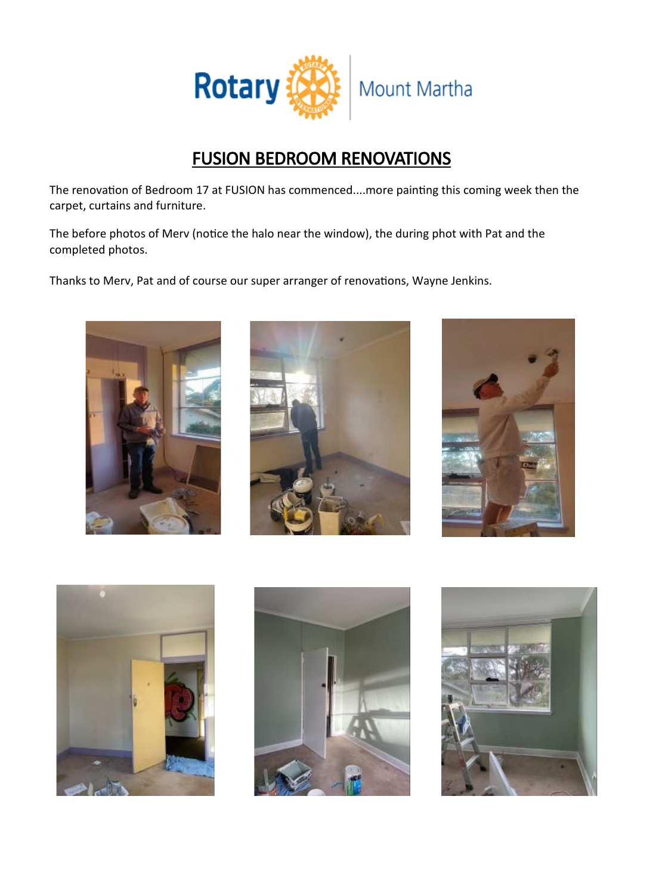# FUSION BEDROOM RENOVATIONS

The renovation of Bedroom 17 at FUSION has commenced....more painting this coming week then the carpet, curtains and furniture.

The before photos of Merv (notice the halo near the window), the during phot with Pat and the completed photos.

Thanks to Merv, Pat and of course our super arranger of renovations, Wayne Jenkins.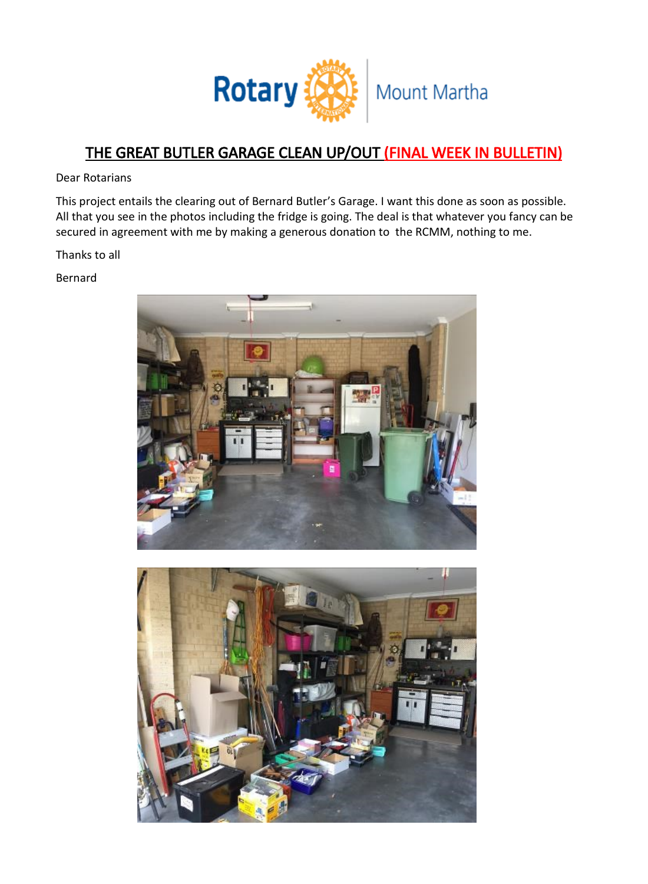# THE GREAT BUTLER GARAGE CLEAN UP/OUT (FINAL WEEK IN BULLETIN)

Dear Rotarians

This project entails the clearing out of Bernard Butler's Garage. I want this done as soon as possible. All that you see in the photos including the fridge is going. The deal is that whatever you fancy can be secured in agreement with me by making a generous donation to the RCMM, nothing to me.

Thanks to all

Bernard